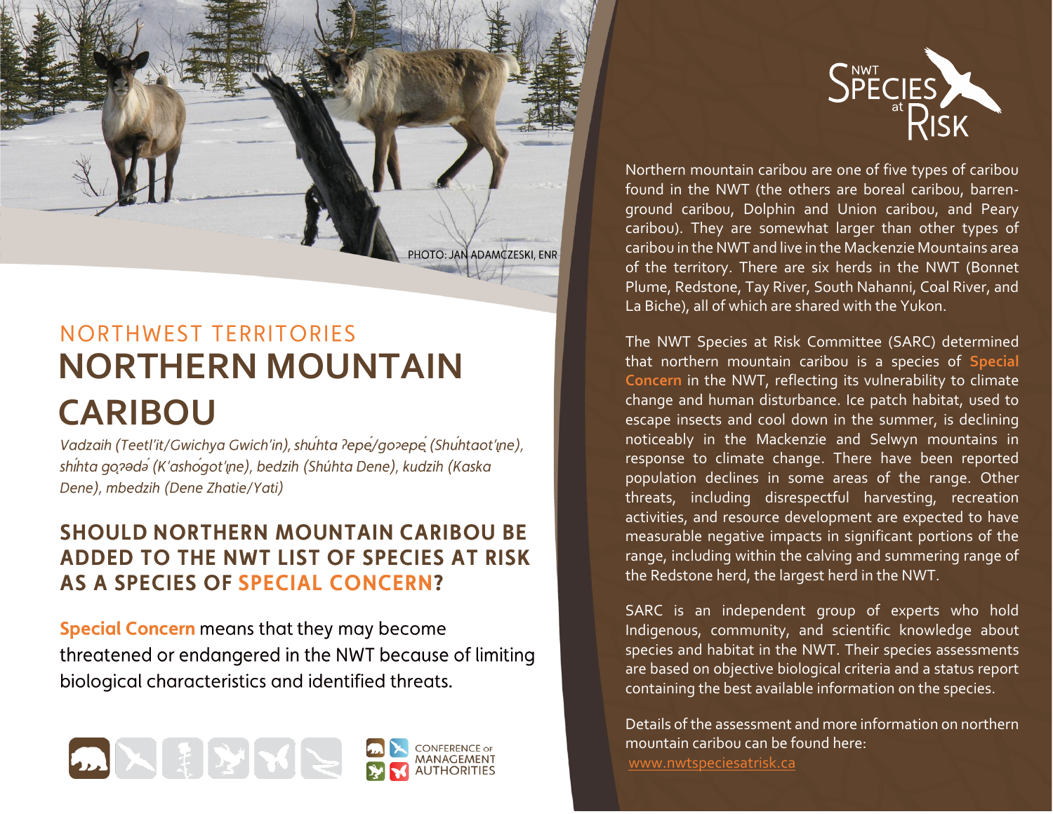PHOTO: JAN ADAMCZESKI, ENR

NORTHWEST TERRITORIES

# NORTHERN MOUNTAIN CARIBOU

*Vadzaih (Teetl'it/Gwichya Gwich'in), shúhta ʔepę́/goʔepę́ (Shúhtaot'įne), shíhta gǫʔədə́ (K'ashógot'įne), bedzih (Shúhta Dene), kudzih (Kaska Dene), mbedzih (Dene Zhatie/Yati)*

## SHOULD NORTHERN MOUNTAIN CARIBOU BE ADDED TO THE NWT LIST OF SPECIES AT RISK AS A SPECIES OF SPECIAL CONCERN?

**Special Concern** means that they may become threatened or endangered in the NWT because of limiting biological characteristics and identified threats.

CONFERENCE OF MANAGEMENT AUTHORITIES

NWT SPECIES at RISK

Northern mountain caribou are one of five types of caribou found in the NWT (the others are boreal caribou, barren-ground caribou, Dolphin and Union caribou, and Peary caribou). They are somewhat larger than other types of caribou in the NWT and live in the Mackenzie Mountains area of the territory. There are six herds in the NWT (Bonnet Plume, Redstone, Tay River, South Nahanni, Coal River, and La Biche), all of which are shared with the Yukon.

The NWT Species at Risk Committee (SARC) determined that northern mountain caribou is a species of **Special Concern** in the NWT, reflecting its vulnerability to climate change and human disturbance. Ice patch habitat, used to escape insects and cool down in the summer, is declining noticeably in the Mackenzie and Selwyn mountains in response to climate change. There have been reported population declines in some areas of the range. Other threats, including disrespectful harvesting, recreation activities, and resource development are expected to have measurable negative impacts in significant portions of the range, including within the calving and summering range of the Redstone herd, the largest herd in the NWT.

SARC is an independent group of experts who hold Indigenous, community, and scientific knowledge about species and habitat in the NWT. Their species assessments are based on objective biological criteria and a status report containing the best available information on the species.

Details of the assessment and more information on northern mountain caribou can be found here:
www.nwtspeciesatrisk.ca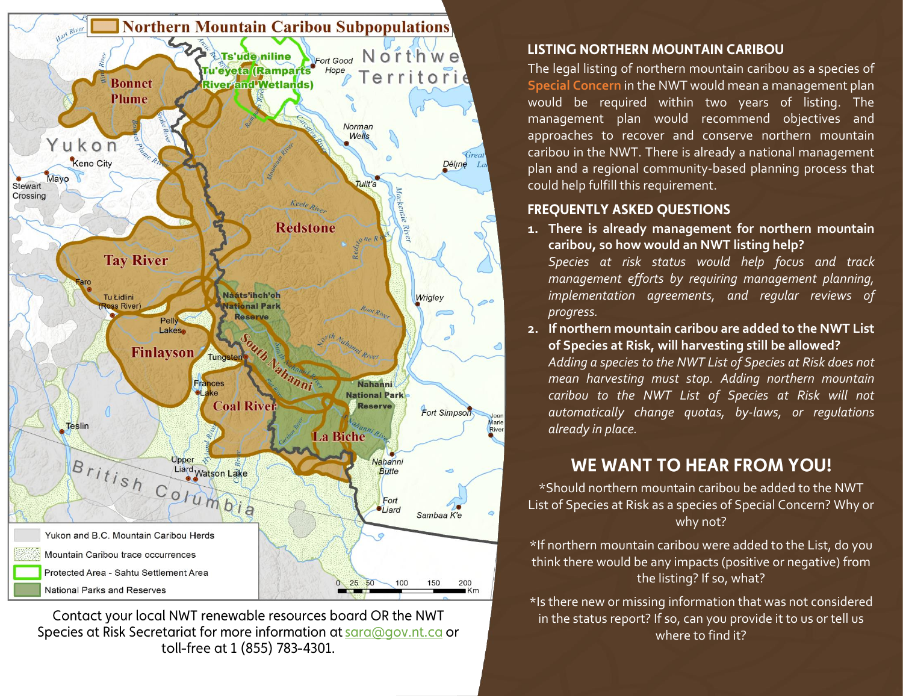## Northern Mountain Caribou Subpopulations

Ts'ude niline Tu'eyeta (Ramparts River and Wetlands)

Bonnet Plume

Redstone

Tay River

Finlayson

South Nahanni

Coal River

La Biche

Náátsʼįhchʼoh National Park Reserve

Nahanni National Park Reserve

Yukon and B.C. Mountain Caribou Herds

Mountain Caribou trace occurrences

Protected Area - Sahtu Settlement Area

National Parks and Reserves

0 25 50 100 150 200 Km

Contact your local NWT renewable resources board OR the NWT Species at Risk Secretariat for more information at sara@gov.nt.ca or toll-free at 1 (855) 783-4301.

## LISTING NORTHERN MOUNTAIN CARIBOU

The legal listing of northern mountain caribou as a species of **Special Concern** in the NWT would mean a management plan would be required within two years of listing. The management plan would recommend objectives and approaches to recover and conserve northern mountain caribou in the NWT. There is already a national management plan and a regional community-based planning process that could help fulfill this requirement.

## FREQUENTLY ASKED QUESTIONS

1. **There is already management for northern mountain caribou, so how would an NWT listing help?**
   *Species at risk status would help focus and track management efforts by requiring management planning, implementation agreements, and regular reviews of progress.*
2. **If northern mountain caribou are added to the NWT List of Species at Risk, will harvesting still be allowed?**
   *Adding a species to the NWT List of Species at Risk does not mean harvesting must stop. Adding northern mountain caribou to the NWT List of Species at Risk will not automatically change quotas, by-laws, or regulations already in place.*

## WE WANT TO HEAR FROM YOU!

*Should northern mountain caribou be added to the NWT List of Species at Risk as a species of Special Concern? Why or why not?

*If northern mountain caribou were added to the List, do you think there would be any impacts (positive or negative) from the listing? If so, what?

*Is there new or missing information that was not considered in the status report? If so, can you provide it to us or tell us where to find it?